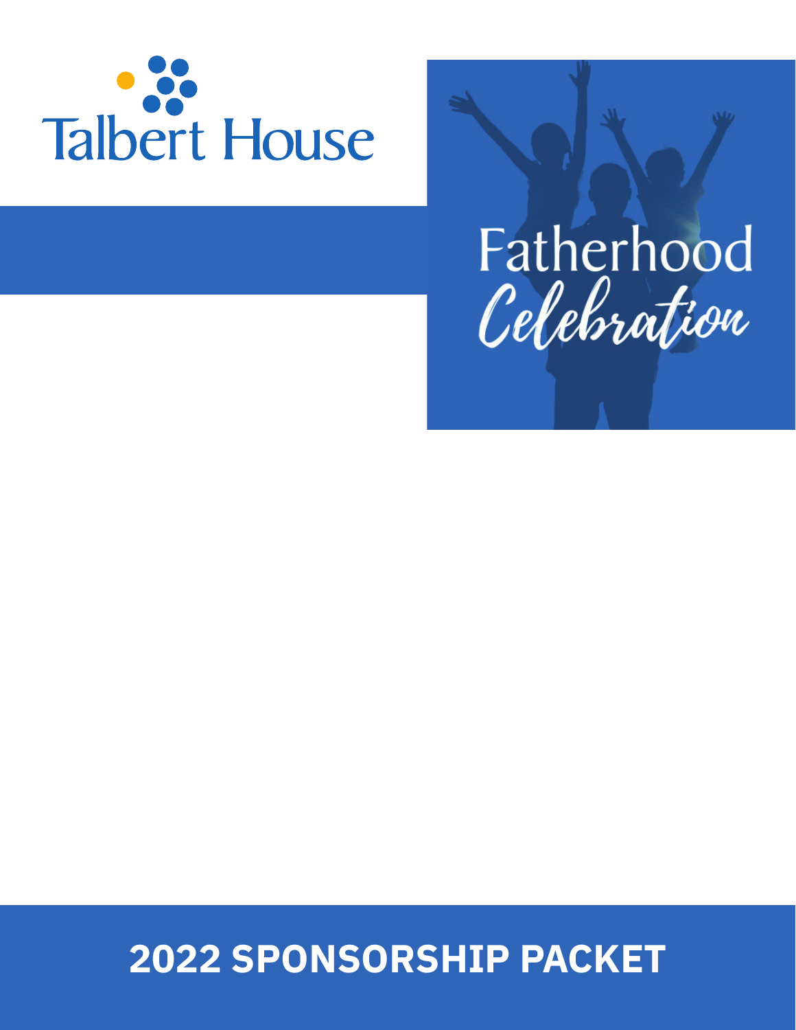Talbert House

Fatherhood

*Celebration*

# 2022 SPONSORSHIP PACKET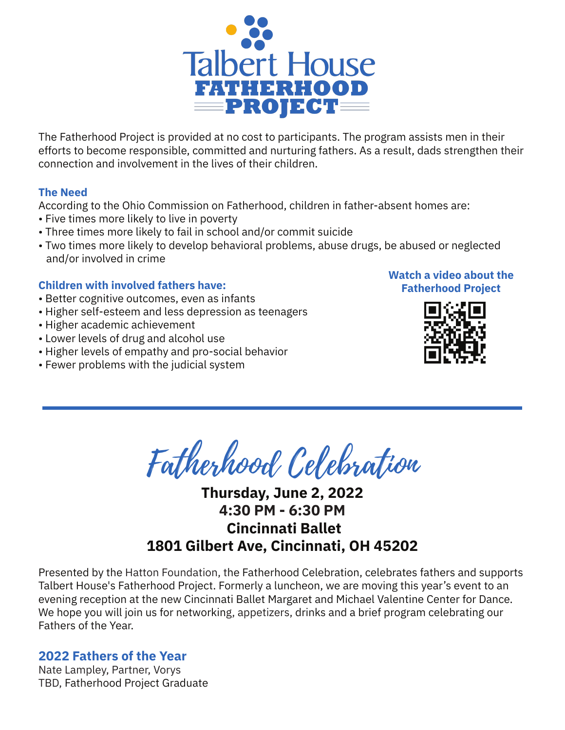# Talbert House FATHERHOOD PROJECT

The Fatherhood Project is provided at no cost to participants. The program assists men in their efforts to become responsible, committed and nurturing fathers. As a result, dads strengthen their connection and involvement in the lives of their children.

### The Need

According to the Ohio Commission on Fatherhood, children in father-absent homes are:

- Five times more likely to live in poverty
- Three times more likely to fail in school and/or commit suicide
- Two times more likely to develop behavioral problems, abuse drugs, be abused or neglected and/or involved in crime

### Children with involved fathers have:

- Better cognitive outcomes, even as infants
- Higher self-esteem and less depression as teenagers
- Higher academic achievement
- Lower levels of drug and alcohol use
- Higher levels of empathy and pro-social behavior
- Fewer problems with the judicial system

**Watch a video about the Fatherhood Project**

---

# Fatherhood Celebration

**Thursday, June 2, 2022**
**4:30 PM - 6:30 PM**
**Cincinnati Ballet**
**1801 Gilbert Ave, Cincinnati, OH 45202**

Presented by the Hatton Foundation, the Fatherhood Celebration, celebrates fathers and supports Talbert House's Fatherhood Project. Formerly a luncheon, we are moving this year's event to an evening reception at the new Cincinnati Ballet Margaret and Michael Valentine Center for Dance. We hope you will join us for networking, appetizers, drinks and a brief program celebrating our Fathers of the Year.

## 2022 Fathers of the Year

Nate Lampley, Partner, Vorys
TBD, Fatherhood Project Graduate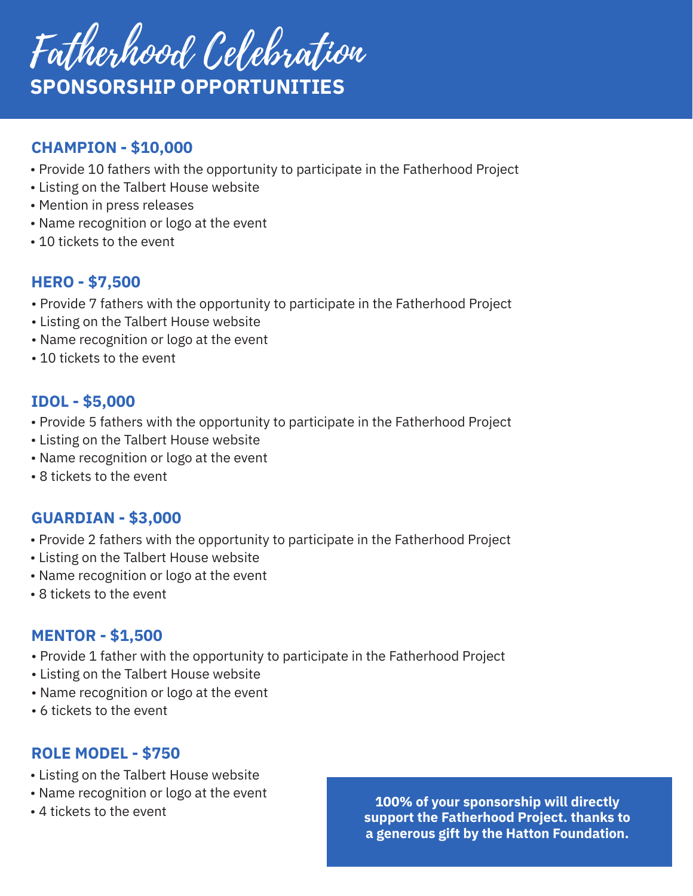# Fatherhood Celebration

## SPONSORSHIP OPPORTUNITIES

### CHAMPION - $10,000

- Provide 10 fathers with the opportunity to participate in the Fatherhood Project
- Listing on the Talbert House website
- Mention in press releases
- Name recognition or logo at the event
- 10 tickets to the event

### HERO - $7,500

- Provide 7 fathers with the opportunity to participate in the Fatherhood Project
- Listing on the Talbert House website
- Name recognition or logo at the event
- 10 tickets to the event

### IDOL - $5,000

- Provide 5 fathers with the opportunity to participate in the Fatherhood Project
- Listing on the Talbert House website
- Name recognition or logo at the event
- 8 tickets to the event

### GUARDIAN - $3,000

- Provide 2 fathers with the opportunity to participate in the Fatherhood Project
- Listing on the Talbert House website
- Name recognition or logo at the event
- 8 tickets to the event

### MENTOR - $1,500

- Provide 1 father with the opportunity to participate in the Fatherhood Project
- Listing on the Talbert House website
- Name recognition or logo at the event
- 6 tickets to the event

### ROLE MODEL - $750

- Listing on the Talbert House website
- Name recognition or logo at the event
- 4 tickets to the event

**100% of your sponsorship will directly support the Fatherhood Project. thanks to a generous gift by the Hatton Foundation.**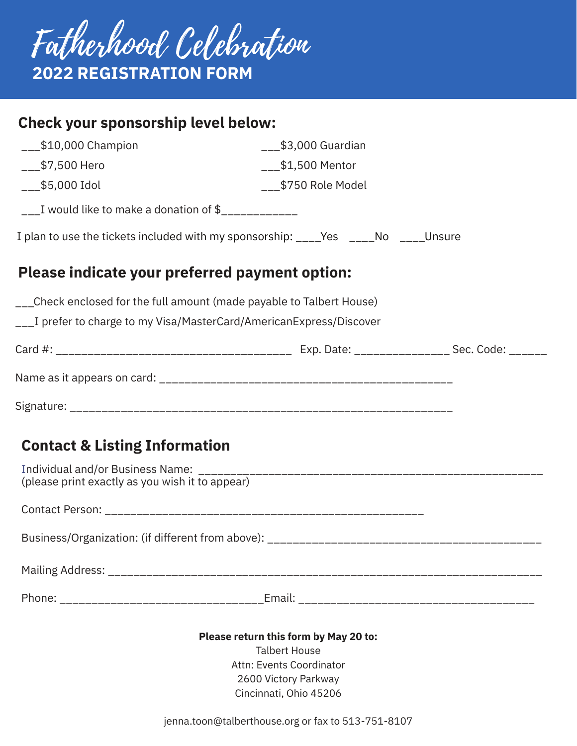# Fatherhood Celebration

## 2022 REGISTRATION FORM

### Check your sponsorship level below:

___$10,000 Champion

___$7,500 Hero

___$5,000 Idol

___$3,000 Guardian

___$1,500 Mentor

___$750 Role Model

___I would like to make a donation of $____________

I plan to use the tickets included with my sponsorship: ____Yes ____No ____Unsure

### Please indicate your preferred payment option:

___Check enclosed for the full amount (made payable to Talbert House)

___I prefer to charge to my Visa/MasterCard/AmericanExpress/Discover

Card #: _____________________________________ Exp. Date: ______________ Sec. Code: ______

Name as it appears on card: _____________________________________________

Signature: ____________________________________________________________

### Contact & Listing Information

Individual and/or Business Name: ______________________________________________________
(please print exactly as you wish it to appear)

Contact Person: __________________________________________________

Business/Organization: (if different from above): __________________________________________

Mailing Address: __________________________________________________________________

Phone: _______________________________Email: ____________________________________

**Please return this form by May 20 to:**

Talbert House
Attn: Events Coordinator
2600 Victory Parkway
Cincinnati, Ohio 45206

jenna.toon@talberthouse.org or fax to 513-751-8107